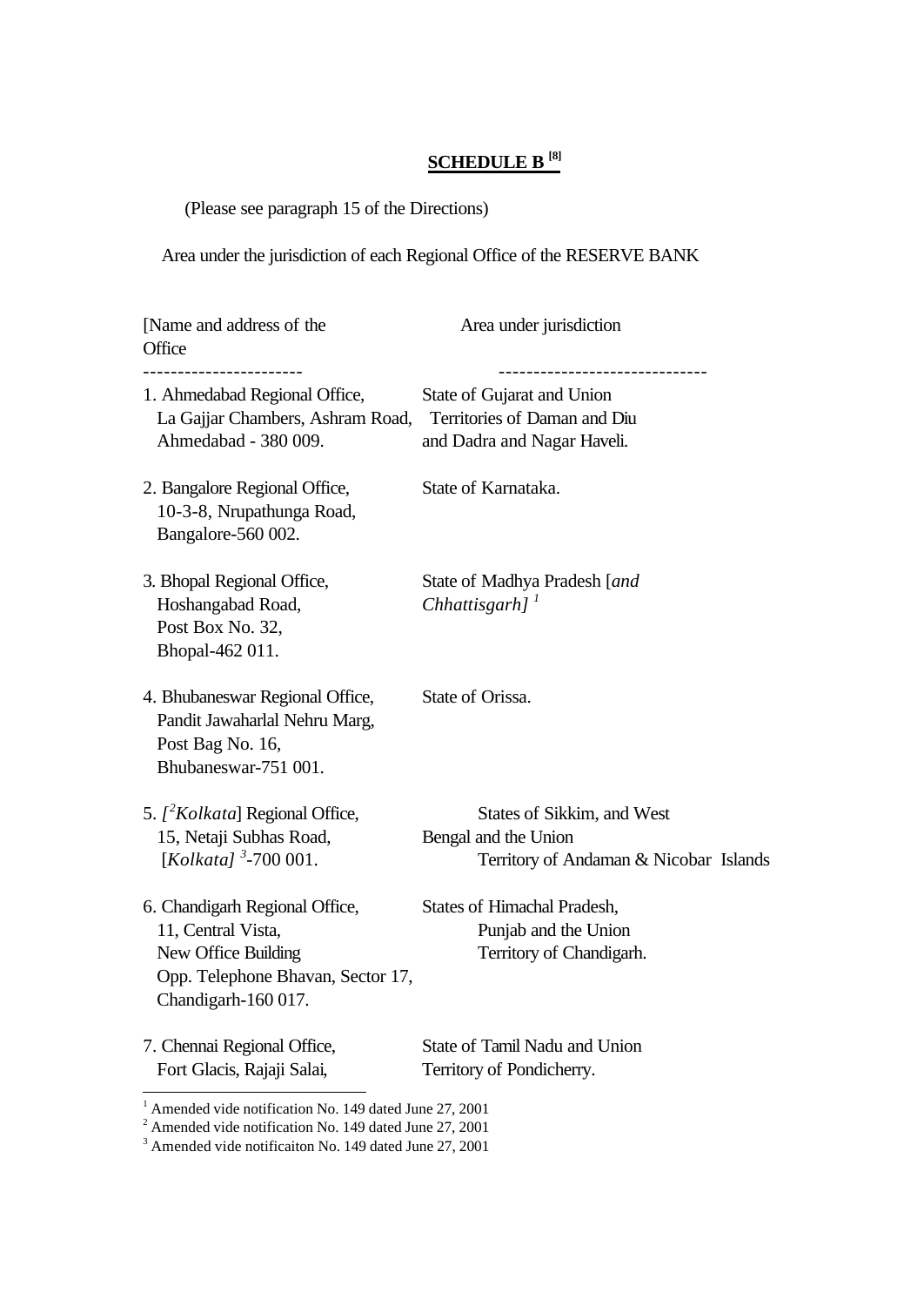## SCHEDULE B [8]

(Please see paragraph 15 of the Directions)

Area under the jurisdiction of each Regional Office of the RESERVE BANK

| [Name and address of the Office | Area under jurisdiction |
|---|---|
| 1. Ahmedabad Regional Office, La Gajjar Chambers, Ashram Road, Ahmedabad - 380 009. | State of Gujarat and Union Territories of Daman and Diu and Dadra and Nagar Haveli. |
| 2. Bangalore Regional Office, 10-3-8, Nrupathunga Road, Bangalore-560 002. | State of Karnataka. |
| 3. Bhopal Regional Office, Hoshangabad Road, Post Box No. 32, Bhopal-462 011. | State of Madhya Pradesh [*and Chhattisgarh]* [1] |
| 4. Bhubaneswar Regional Office, Pandit Jawaharlal Nehru Marg, Post Bag No. 16, Bhubaneswar-751 001. | State of Orissa. |
| 5. *[*[2]*Kolkata*] Regional Office, 15, Netaji Subhas Road, [*Kolkata]* [3]-700 001. | States of Sikkim, and West Bengal and the Union Territory of Andaman & Nicobar Islands |
| 6. Chandigarh Regional Office, 11, Central Vista, New Office Building Opp. Telephone Bhavan, Sector 17, Chandigarh-160 017. | States of Himachal Pradesh, Punjab and the Union Territory of Chandigarh. |
| 7. Chennai Regional Office, Fort Glacis, Rajaji Salai, | State of Tamil Nadu and Union Territory of Pondicherry. |

---

[1] Amended vide notification No. 149 dated June 27, 2001

[2] Amended vide notification No. 149 dated June 27, 2001

[3] Amended vide notificaiton No. 149 dated June 27, 2001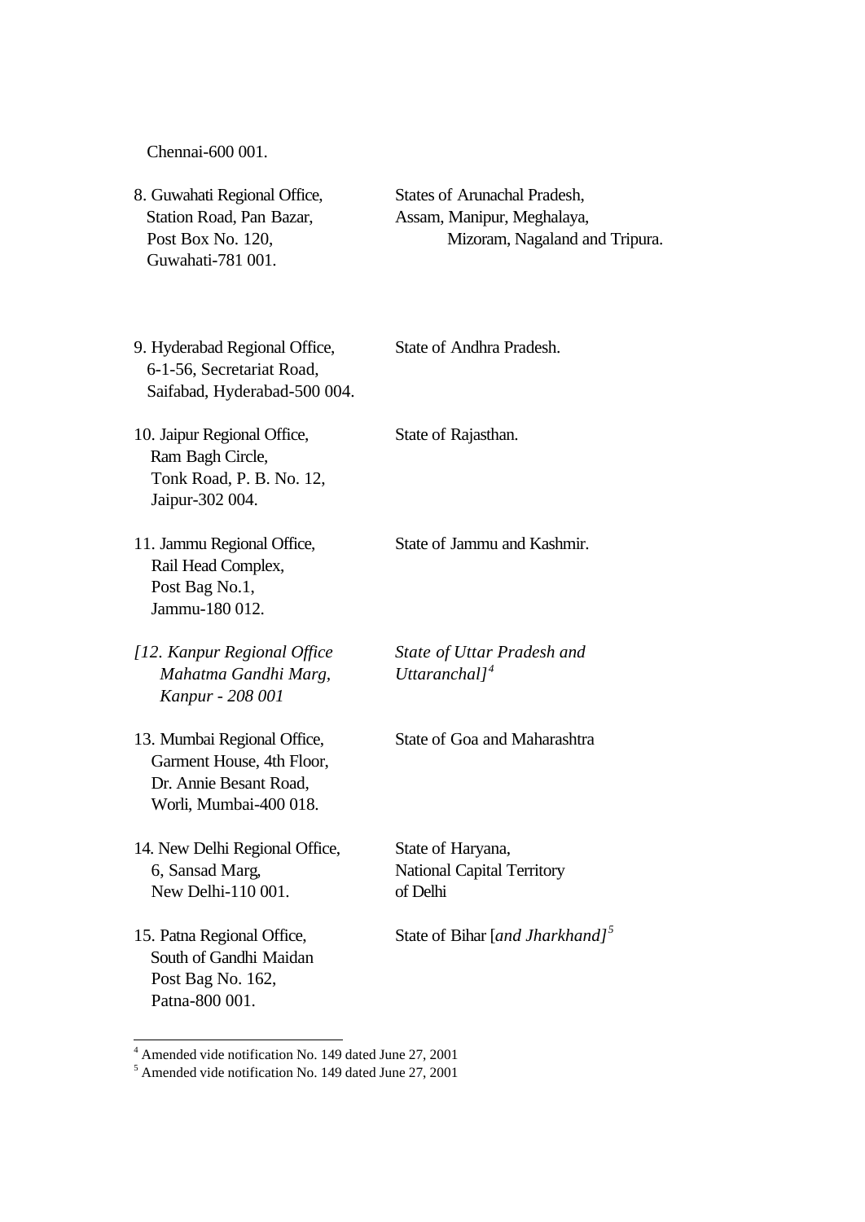Chennai-600 001.

| | |
|---|---|
| 8. Guwahati Regional Office, Station Road, Pan Bazar, Post Box No. 120, Guwahati-781 001. | States of Arunachal Pradesh, Assam, Manipur, Meghalaya, Mizoram, Nagaland and Tripura. |
| 9. Hyderabad Regional Office, 6-1-56, Secretariat Road, Saifabad, Hyderabad-500 004. | State of Andhra Pradesh. |
| 10. Jaipur Regional Office, Ram Bagh Circle, Tonk Road, P. B. No. 12, Jaipur-302 004. | State of Rajasthan. |
| 11. Jammu Regional Office, Rail Head Complex, Post Bag No.1, Jammu-180 012. | State of Jammu and Kashmir. |
| *[12. Kanpur Regional Office Mahatma Gandhi Marg, Kanpur - 208 001* | *State of Uttar Pradesh and Uttaranchal]*[4] |
| 13. Mumbai Regional Office, Garment House, 4th Floor, Dr. Annie Besant Road, Worli, Mumbai-400 018. | State of Goa and Maharashtra |
| 14. New Delhi Regional Office, 6, Sansad Marg, New Delhi-110 001. | State of Haryana, National Capital Territory of Delhi |
| 15. Patna Regional Office, South of Gandhi Maidan Post Bag No. 162, Patna-800 001. | State of Bihar [*and Jharkhand]*[5] |

---

[4] Amended vide notification No. 149 dated June 27, 2001

[5] Amended vide notification No. 149 dated June 27, 2001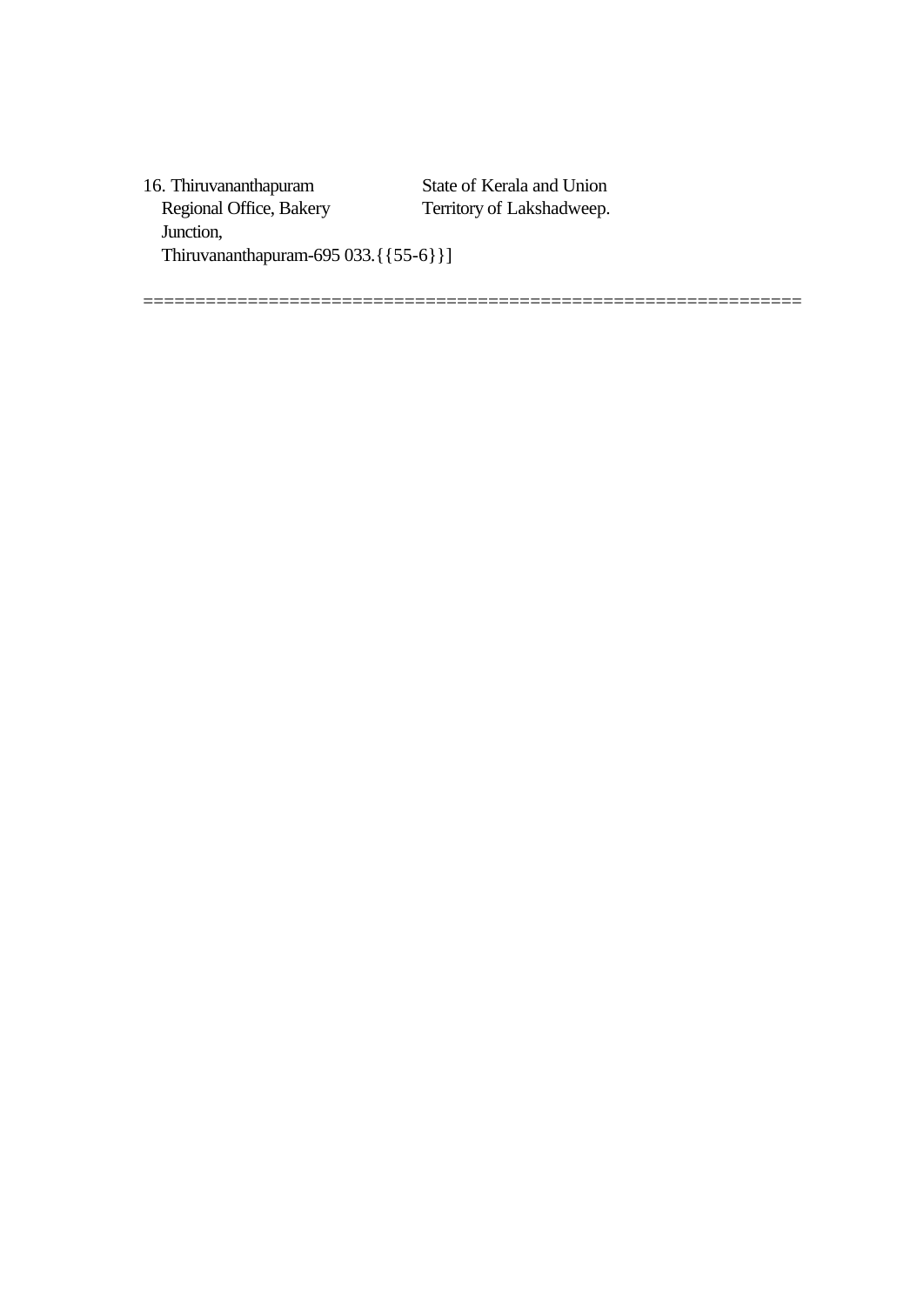| | |
|---|---|
| 16. Thiruvananthapuram Regional Office, Bakery Junction, Thiruvananthapuram-695 033.{{55-6}}] | State of Kerala and Union Territory of Lakshadweep. |

==============================================================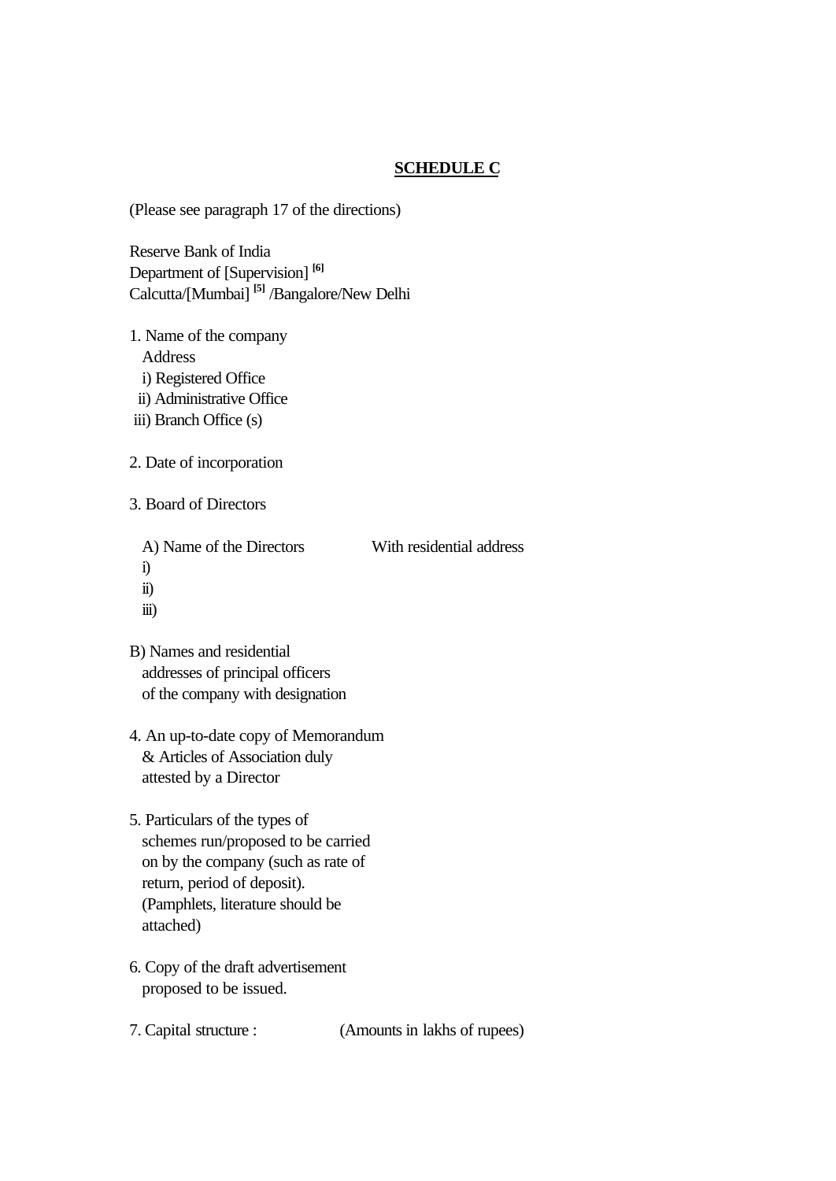## SCHEDULE C

(Please see paragraph 17 of the directions)

Reserve Bank of India
Department of [Supervision] [6]
Calcutta/[Mumbai] [5] /Bangalore/New Delhi

1. Name of the company
   Address
   i) Registered Office
   ii) Administrative Office
   iii) Branch Office (s)

2. Date of incorporation

3. Board of Directors

   A) Name of the Directors With residential address
   i)
   ii)
   iii)

   B) Names and residential addresses of principal officers of the company with designation

4. An up-to-date copy of Memorandum & Articles of Association duly attested by a Director

5. Particulars of the types of schemes run/proposed to be carried on by the company (such as rate of return, period of deposit). (Pamphlets, literature should be attached)

6. Copy of the draft advertisement proposed to be issued.

7. Capital structure : (Amounts in lakhs of rupees)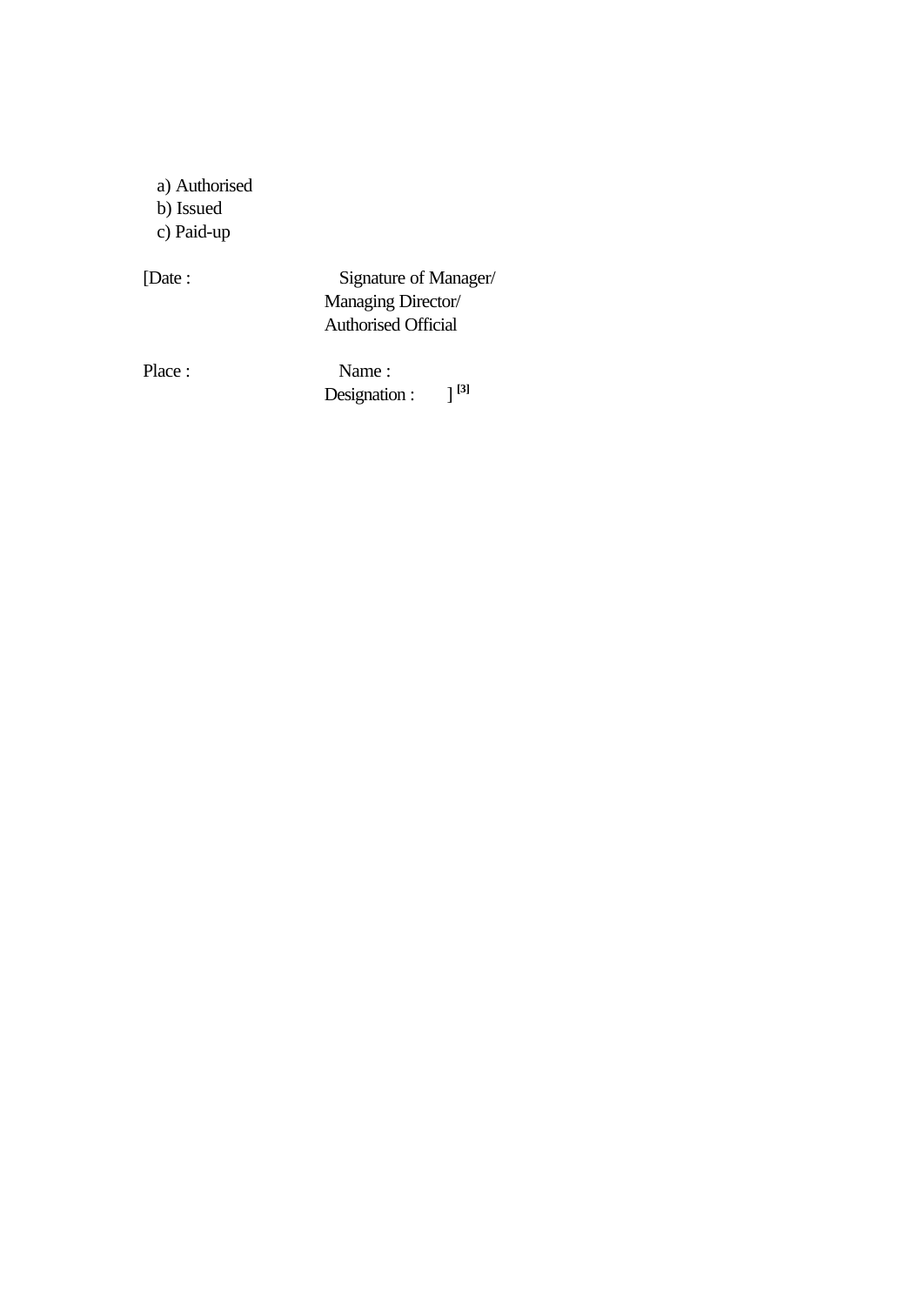a) Authorised
b) Issued
c) Paid-up

[Date : Signature of Manager/
Managing Director/
Authorised Official

Place : Name :
Designation : ] [3]